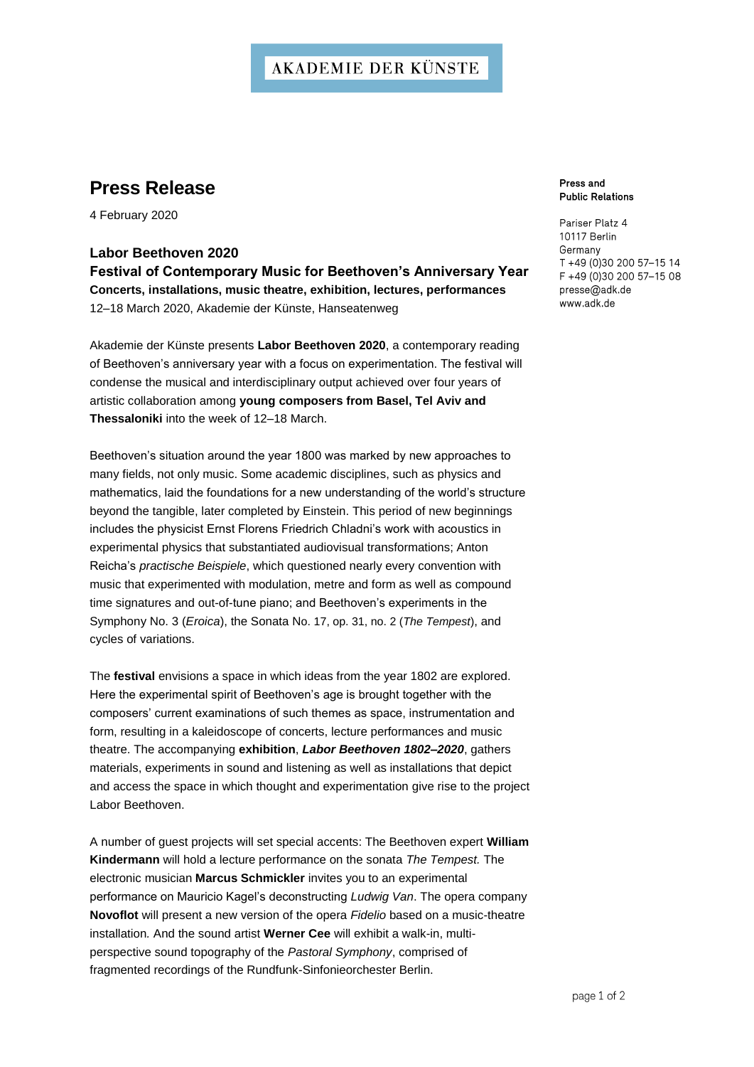AKADEMIE DER KÜNSTE

# Press Release

4 February 2020

**Press and Public Relations**

Pariser Platz 4
10117 Berlin
Germany
T +49 (0)30 200 57–15 14
F +49 (0)30 200 57–15 08
presse@adk.de
www.adk.de

## Labor Beethoven 2020

## Festival of Contemporary Music for Beethoven's Anniversary Year

**Concerts, installations, music theatre, exhibition, lectures, performances**

12–18 March 2020, Akademie der Künste, Hanseatenweg

Akademie der Künste presents **Labor Beethoven 2020**, a contemporary reading of Beethoven's anniversary year with a focus on experimentation. The festival will condense the musical and interdisciplinary output achieved over four years of artistic collaboration among **young composers from Basel, Tel Aviv and Thessaloniki** into the week of 12–18 March.

Beethoven's situation around the year 1800 was marked by new approaches to many fields, not only music. Some academic disciplines, such as physics and mathematics, laid the foundations for a new understanding of the world's structure beyond the tangible, later completed by Einstein. This period of new beginnings includes the physicist Ernst Florens Friedrich Chladni's work with acoustics in experimental physics that substantiated audiovisual transformations; Anton Reicha's *practische Beispiele*, which questioned nearly every convention with music that experimented with modulation, metre and form as well as compound time signatures and out-of-tune piano; and Beethoven's experiments in the Symphony No. 3 (*Eroica*), the Sonata No. 17, op. 31, no. 2 (*The Tempest*), and cycles of variations.

The **festival** envisions a space in which ideas from the year 1802 are explored. Here the experimental spirit of Beethoven's age is brought together with the composers' current examinations of such themes as space, instrumentation and form, resulting in a kaleidoscope of concerts, lecture performances and music theatre. The accompanying **exhibition**, ***Labor Beethoven 1802–2020***, gathers materials, experiments in sound and listening as well as installations that depict and access the space in which thought and experimentation give rise to the project Labor Beethoven.

A number of guest projects will set special accents: The Beethoven expert **William Kindermann** will hold a lecture performance on the sonata *The Tempest.* The electronic musician **Marcus Schmickler** invites you to an experimental performance on Mauricio Kagel's deconstructing *Ludwig Van*. The opera company **Novoflot** will present a new version of the opera *Fidelio* based on a music-theatre installation. And the sound artist **Werner Cee** will exhibit a walk-in, multi-perspective sound topography of the *Pastoral Symphony*, comprised of fragmented recordings of the Rundfunk-Sinfonieorchester Berlin.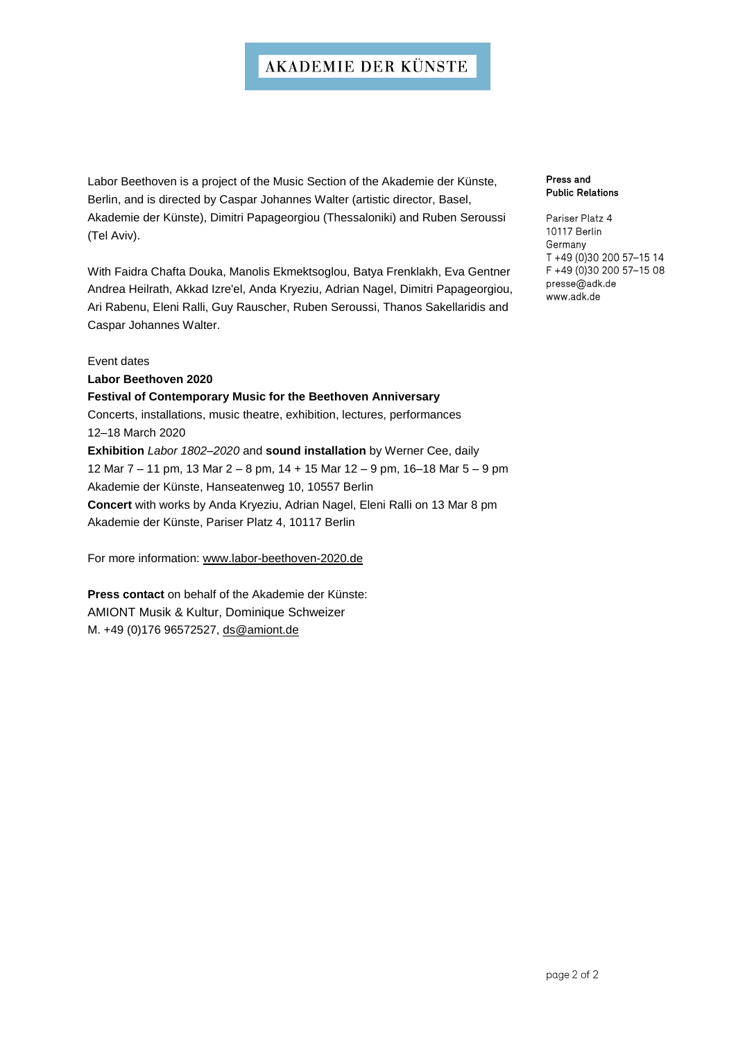AKADEMIE DER KÜNSTE

Labor Beethoven is a project of the Music Section of the Akademie der Künste, Berlin, and is directed by Caspar Johannes Walter (artistic director, Basel, Akademie der Künste), Dimitri Papageorgiou (Thessaloniki) and Ruben Seroussi (Tel Aviv).

With Faidra Chafta Douka, Manolis Ekmektsoglou, Batya Frenklakh, Eva Gentner Andrea Heilrath, Akkad Izre'el, Anda Kryeziu, Adrian Nagel, Dimitri Papageorgiou, Ari Rabenu, Eleni Ralli, Guy Rauscher, Ruben Seroussi, Thanos Sakellaridis and Caspar Johannes Walter.

Event dates
**Labor Beethoven 2020**
**Festival of Contemporary Music for the Beethoven Anniversary**
Concerts, installations, music theatre, exhibition, lectures, performances
12–18 March 2020
**Exhibition** *Labor 1802–2020* and **sound installation** by Werner Cee, daily
12 Mar 7 – 11 pm, 13 Mar 2 – 8 pm, 14 + 15 Mar 12 – 9 pm, 16–18 Mar 5 – 9 pm
Akademie der Künste, Hanseatenweg 10, 10557 Berlin
**Concert** with works by Anda Kryeziu, Adrian Nagel, Eleni Ralli on 13 Mar 8 pm
Akademie der Künste, Pariser Platz 4, 10117 Berlin

For more information: www.labor-beethoven-2020.de

**Press contact** on behalf of the Akademie der Künste:
AMIONT Musik & Kultur, Dominique Schweizer
M. +49 (0)176 96572527, ds@amiont.de

**Press and Public Relations**

Pariser Platz 4
10117 Berlin
Germany
T +49 (0)30 200 57–15 14
F +49 (0)30 200 57–15 08
presse@adk.de
www.adk.de